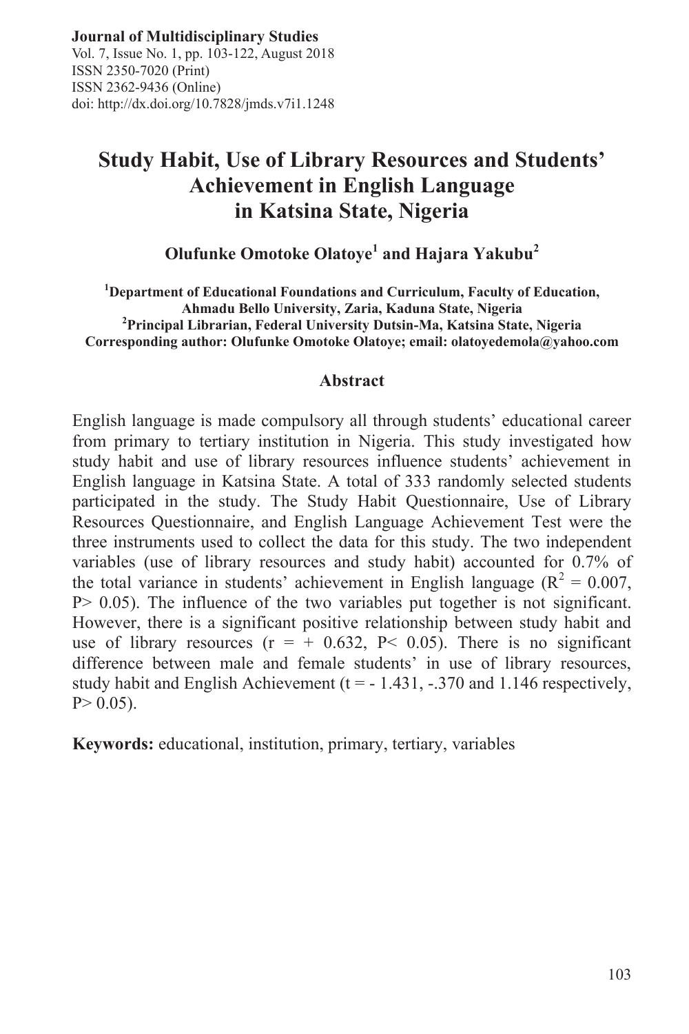**Journal of Multidisciplinary Studies**
Vol. 7, Issue No. 1, pp. 103-122, August 2018
ISSN 2350-7020 (Print)
ISSN 2362-9436 (Online)
doi: http://dx.doi.org/10.7828/jmds.v7i1.1248

# Study Habit, Use of Library Resources and Students' Achievement in English Language in Katsina State, Nigeria

**Olufunke Omotoke Olatoye[1] and Hajara Yakubu[2]**

**[1]Department of Educational Foundations and Curriculum, Faculty of Education, Ahmadu Bello University, Zaria, Kaduna State, Nigeria**
**[2]Principal Librarian, Federal University Dutsin-Ma, Katsina State, Nigeria**
**Corresponding author: Olufunke Omotoke Olatoye; email: olatoyedemola@yahoo.com**

## Abstract

English language is made compulsory all through students' educational career from primary to tertiary institution in Nigeria. This study investigated how study habit and use of library resources influence students' achievement in English language in Katsina State. A total of 333 randomly selected students participated in the study. The Study Habit Questionnaire, Use of Library Resources Questionnaire, and English Language Achievement Test were the three instruments used to collect the data for this study. The two independent variables (use of library resources and study habit) accounted for 0.7% of the total variance in students' achievement in English language ($R^2 = 0.007$, $P > 0.05$). The influence of the two variables put together is not significant. However, there is a significant positive relationship between study habit and use of library resources ($r = + 0.632$, $P < 0.05$). There is no significant difference between male and female students' in use of library resources, study habit and English Achievement ($t = - 1.431$, $-.370$ and $1.146$ respectively, $P > 0.05$).

**Keywords:** educational, institution, primary, tertiary, variables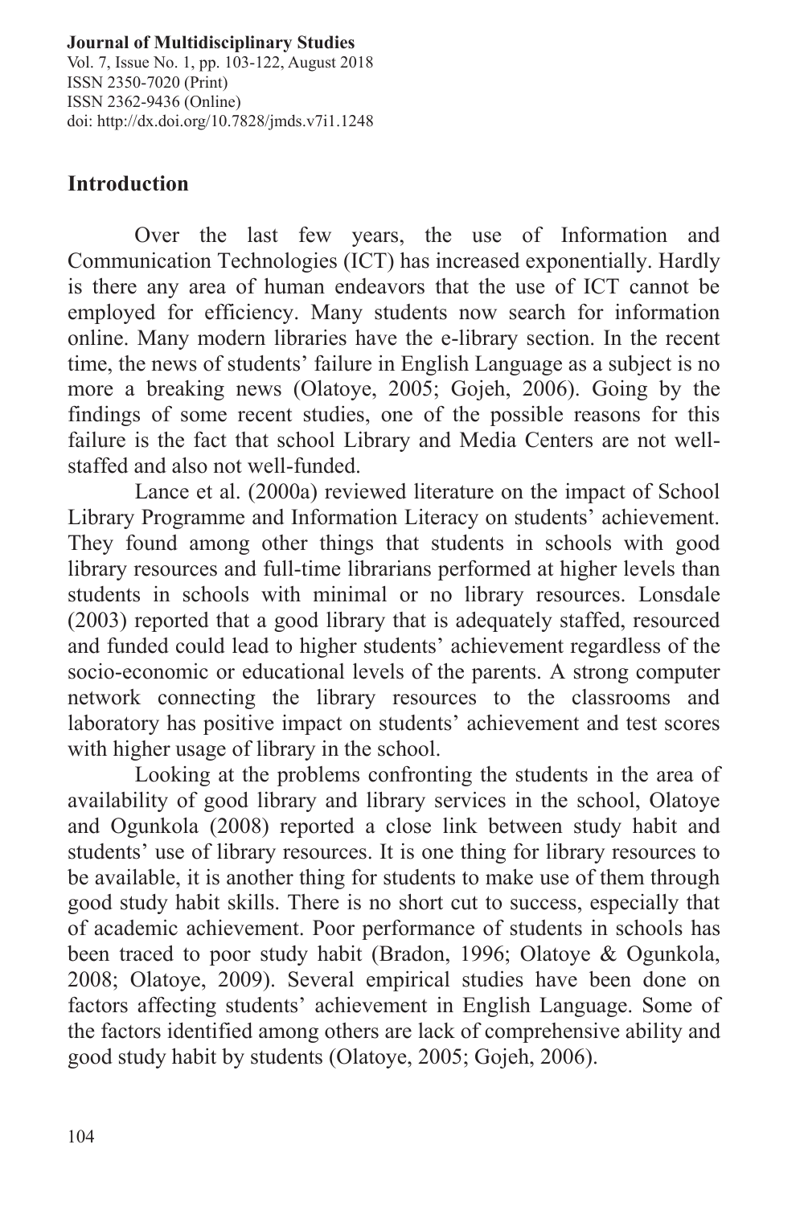## Introduction

Over the last few years, the use of Information and Communication Technologies (ICT) has increased exponentially. Hardly is there any area of human endeavors that the use of ICT cannot be employed for efficiency. Many students now search for information online. Many modern libraries have the e-library section. In the recent time, the news of students' failure in English Language as a subject is no more a breaking news (Olatoye, 2005; Gojeh, 2006). Going by the findings of some recent studies, one of the possible reasons for this failure is the fact that school Library and Media Centers are not well-staffed and also not well-funded.

Lance et al. (2000a) reviewed literature on the impact of School Library Programme and Information Literacy on students' achievement. They found among other things that students in schools with good library resources and full-time librarians performed at higher levels than students in schools with minimal or no library resources. Lonsdale (2003) reported that a good library that is adequately staffed, resourced and funded could lead to higher students' achievement regardless of the socio-economic or educational levels of the parents. A strong computer network connecting the library resources to the classrooms and laboratory has positive impact on students' achievement and test scores with higher usage of library in the school.

Looking at the problems confronting the students in the area of availability of good library and library services in the school, Olatoye and Ogunkola (2008) reported a close link between study habit and students' use of library resources. It is one thing for library resources to be available, it is another thing for students to make use of them through good study habit skills. There is no short cut to success, especially that of academic achievement. Poor performance of students in schools has been traced to poor study habit (Bradon, 1996; Olatoye & Ogunkola, 2008; Olatoye, 2009). Several empirical studies have been done on factors affecting students' achievement in English Language. Some of the factors identified among others are lack of comprehensive ability and good study habit by students (Olatoye, 2005; Gojeh, 2006).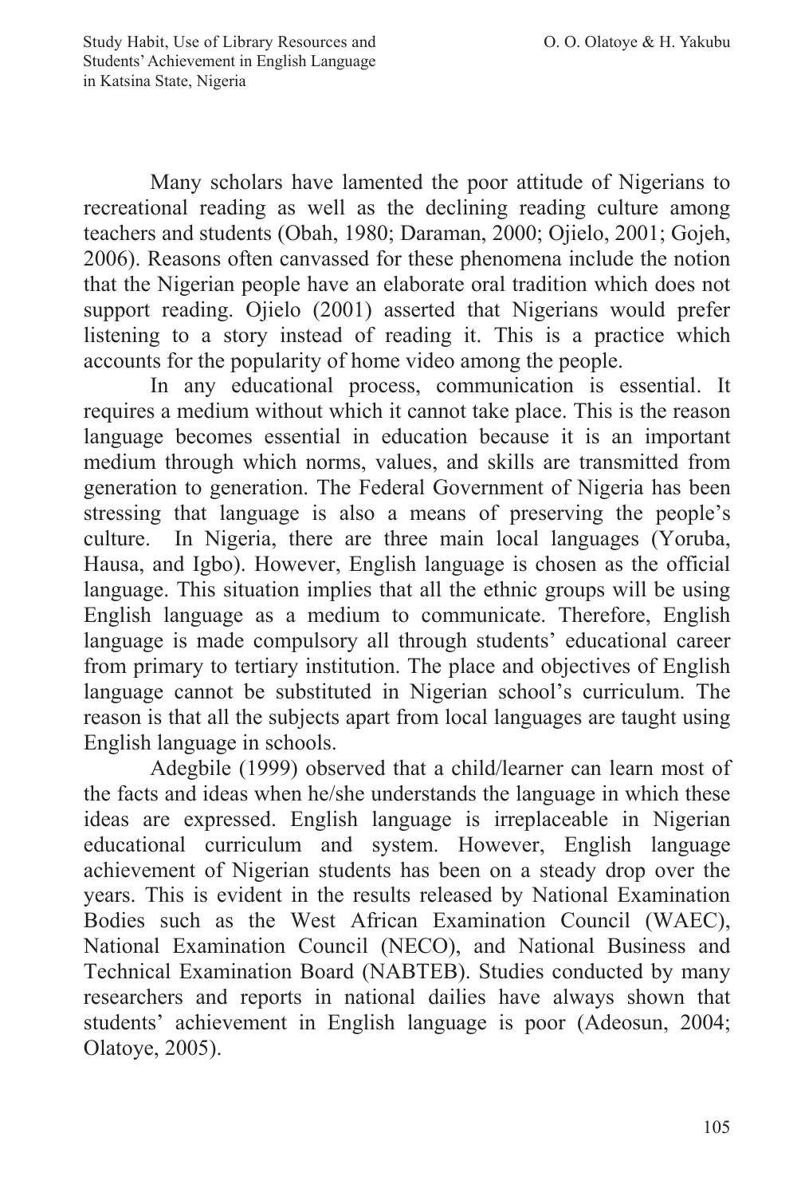Many scholars have lamented the poor attitude of Nigerians to recreational reading as well as the declining reading culture among teachers and students (Obah, 1980; Daraman, 2000; Ojielo, 2001; Gojeh, 2006). Reasons often canvassed for these phenomena include the notion that the Nigerian people have an elaborate oral tradition which does not support reading. Ojielo (2001) asserted that Nigerians would prefer listening to a story instead of reading it. This is a practice which accounts for the popularity of home video among the people.

In any educational process, communication is essential. It requires a medium without which it cannot take place. This is the reason language becomes essential in education because it is an important medium through which norms, values, and skills are transmitted from generation to generation. The Federal Government of Nigeria has been stressing that language is also a means of preserving the people's culture. In Nigeria, there are three main local languages (Yoruba, Hausa, and Igbo). However, English language is chosen as the official language. This situation implies that all the ethnic groups will be using English language as a medium to communicate. Therefore, English language is made compulsory all through students' educational career from primary to tertiary institution. The place and objectives of English language cannot be substituted in Nigerian school's curriculum. The reason is that all the subjects apart from local languages are taught using English language in schools.

Adegbile (1999) observed that a child/learner can learn most of the facts and ideas when he/she understands the language in which these ideas are expressed. English language is irreplaceable in Nigerian educational curriculum and system. However, English language achievement of Nigerian students has been on a steady drop over the years. This is evident in the results released by National Examination Bodies such as the West African Examination Council (WAEC), National Examination Council (NECO), and National Business and Technical Examination Board (NABTEB). Studies conducted by many researchers and reports in national dailies have always shown that students' achievement in English language is poor (Adeosun, 2004; Olatoye, 2005).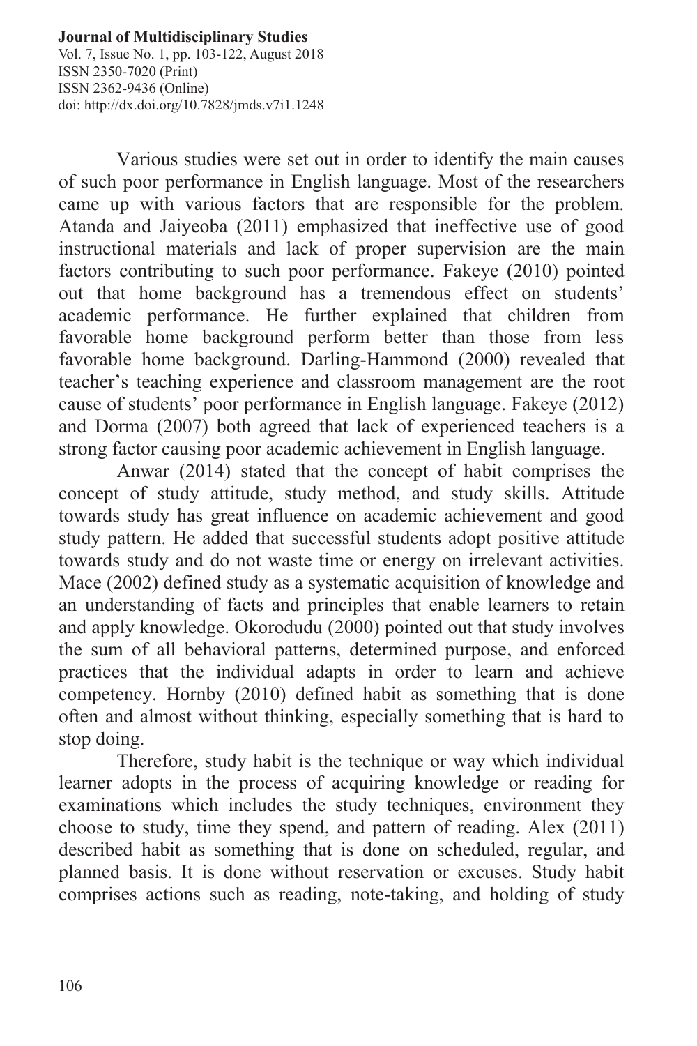Various studies were set out in order to identify the main causes of such poor performance in English language. Most of the researchers came up with various factors that are responsible for the problem. Atanda and Jaiyeoba (2011) emphasized that ineffective use of good instructional materials and lack of proper supervision are the main factors contributing to such poor performance. Fakeye (2010) pointed out that home background has a tremendous effect on students' academic performance. He further explained that children from favorable home background perform better than those from less favorable home background. Darling-Hammond (2000) revealed that teacher's teaching experience and classroom management are the root cause of students' poor performance in English language. Fakeye (2012) and Dorma (2007) both agreed that lack of experienced teachers is a strong factor causing poor academic achievement in English language.

Anwar (2014) stated that the concept of habit comprises the concept of study attitude, study method, and study skills. Attitude towards study has great influence on academic achievement and good study pattern. He added that successful students adopt positive attitude towards study and do not waste time or energy on irrelevant activities. Mace (2002) defined study as a systematic acquisition of knowledge and an understanding of facts and principles that enable learners to retain and apply knowledge. Okorodudu (2000) pointed out that study involves the sum of all behavioral patterns, determined purpose, and enforced practices that the individual adapts in order to learn and achieve competency. Hornby (2010) defined habit as something that is done often and almost without thinking, especially something that is hard to stop doing.

Therefore, study habit is the technique or way which individual learner adopts in the process of acquiring knowledge or reading for examinations which includes the study techniques, environment they choose to study, time they spend, and pattern of reading. Alex (2011) described habit as something that is done on scheduled, regular, and planned basis. It is done without reservation or excuses. Study habit comprises actions such as reading, note-taking, and holding of study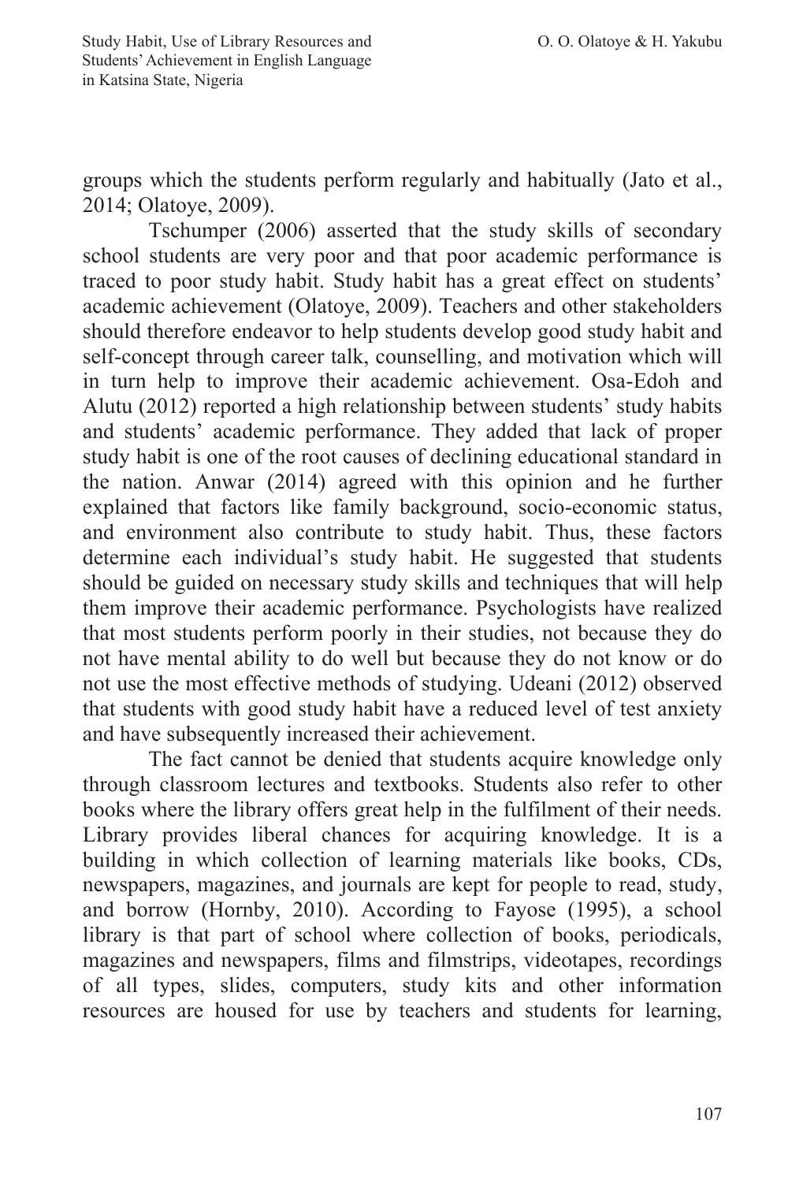groups which the students perform regularly and habitually (Jato et al., 2014; Olatoye, 2009).

Tschumper (2006) asserted that the study skills of secondary school students are very poor and that poor academic performance is traced to poor study habit. Study habit has a great effect on students' academic achievement (Olatoye, 2009). Teachers and other stakeholders should therefore endeavor to help students develop good study habit and self-concept through career talk, counselling, and motivation which will in turn help to improve their academic achievement. Osa-Edoh and Alutu (2012) reported a high relationship between students' study habits and students' academic performance. They added that lack of proper study habit is one of the root causes of declining educational standard in the nation. Anwar (2014) agreed with this opinion and he further explained that factors like family background, socio-economic status, and environment also contribute to study habit. Thus, these factors determine each individual's study habit. He suggested that students should be guided on necessary study skills and techniques that will help them improve their academic performance. Psychologists have realized that most students perform poorly in their studies, not because they do not have mental ability to do well but because they do not know or do not use the most effective methods of studying. Udeani (2012) observed that students with good study habit have a reduced level of test anxiety and have subsequently increased their achievement.

The fact cannot be denied that students acquire knowledge only through classroom lectures and textbooks. Students also refer to other books where the library offers great help in the fulfilment of their needs. Library provides liberal chances for acquiring knowledge. It is a building in which collection of learning materials like books, CDs, newspapers, magazines, and journals are kept for people to read, study, and borrow (Hornby, 2010). According to Fayose (1995), a school library is that part of school where collection of books, periodicals, magazines and newspapers, films and filmstrips, videotapes, recordings of all types, slides, computers, study kits and other information resources are housed for use by teachers and students for learning,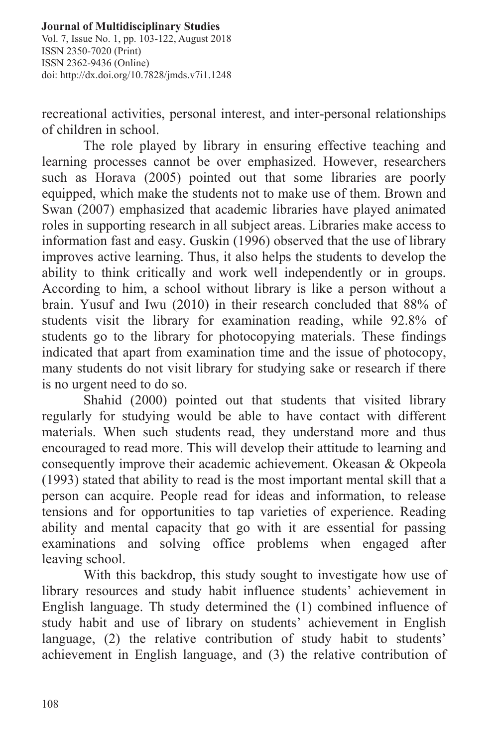recreational activities, personal interest, and inter-personal relationships of children in school.

The role played by library in ensuring effective teaching and learning processes cannot be over emphasized. However, researchers such as Horava (2005) pointed out that some libraries are poorly equipped, which make the students not to make use of them. Brown and Swan (2007) emphasized that academic libraries have played animated roles in supporting research in all subject areas. Libraries make access to information fast and easy. Guskin (1996) observed that the use of library improves active learning. Thus, it also helps the students to develop the ability to think critically and work well independently or in groups. According to him, a school without library is like a person without a brain. Yusuf and Iwu (2010) in their research concluded that 88% of students visit the library for examination reading, while 92.8% of students go to the library for photocopying materials. These findings indicated that apart from examination time and the issue of photocopy, many students do not visit library for studying sake or research if there is no urgent need to do so.

Shahid (2000) pointed out that students that visited library regularly for studying would be able to have contact with different materials. When such students read, they understand more and thus encouraged to read more. This will develop their attitude to learning and consequently improve their academic achievement. Okeasan & Okpeola (1993) stated that ability to read is the most important mental skill that a person can acquire. People read for ideas and information, to release tensions and for opportunities to tap varieties of experience. Reading ability and mental capacity that go with it are essential for passing examinations and solving office problems when engaged after leaving school.

With this backdrop, this study sought to investigate how use of library resources and study habit influence students' achievement in English language. Th study determined the (1) combined influence of study habit and use of library on students' achievement in English language, (2) the relative contribution of study habit to students' achievement in English language, and (3) the relative contribution of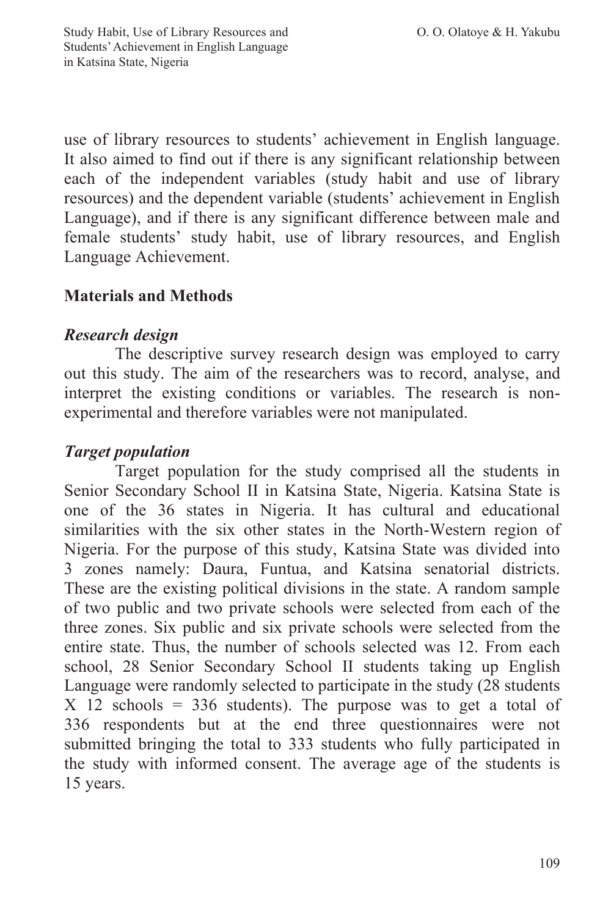use of library resources to students' achievement in English language. It also aimed to find out if there is any significant relationship between each of the independent variables (study habit and use of library resources) and the dependent variable (students' achievement in English Language), and if there is any significant difference between male and female students' study habit, use of library resources, and English Language Achievement.

## Materials and Methods

### *Research design*

The descriptive survey research design was employed to carry out this study. The aim of the researchers was to record, analyse, and interpret the existing conditions or variables. The research is non-experimental and therefore variables were not manipulated.

### *Target population*

Target population for the study comprised all the students in Senior Secondary School II in Katsina State, Nigeria. Katsina State is one of the 36 states in Nigeria. It has cultural and educational similarities with the six other states in the North-Western region of Nigeria. For the purpose of this study, Katsina State was divided into 3 zones namely: Daura, Funtua, and Katsina senatorial districts. These are the existing political divisions in the state. A random sample of two public and two private schools were selected from each of the three zones. Six public and six private schools were selected from the entire state. Thus, the number of schools selected was 12. From each school, 28 Senior Secondary School II students taking up English Language were randomly selected to participate in the study (28 students X 12 schools = 336 students). The purpose was to get a total of 336 respondents but at the end three questionnaires were not submitted bringing the total to 333 students who fully participated in the study with informed consent. The average age of the students is 15 years.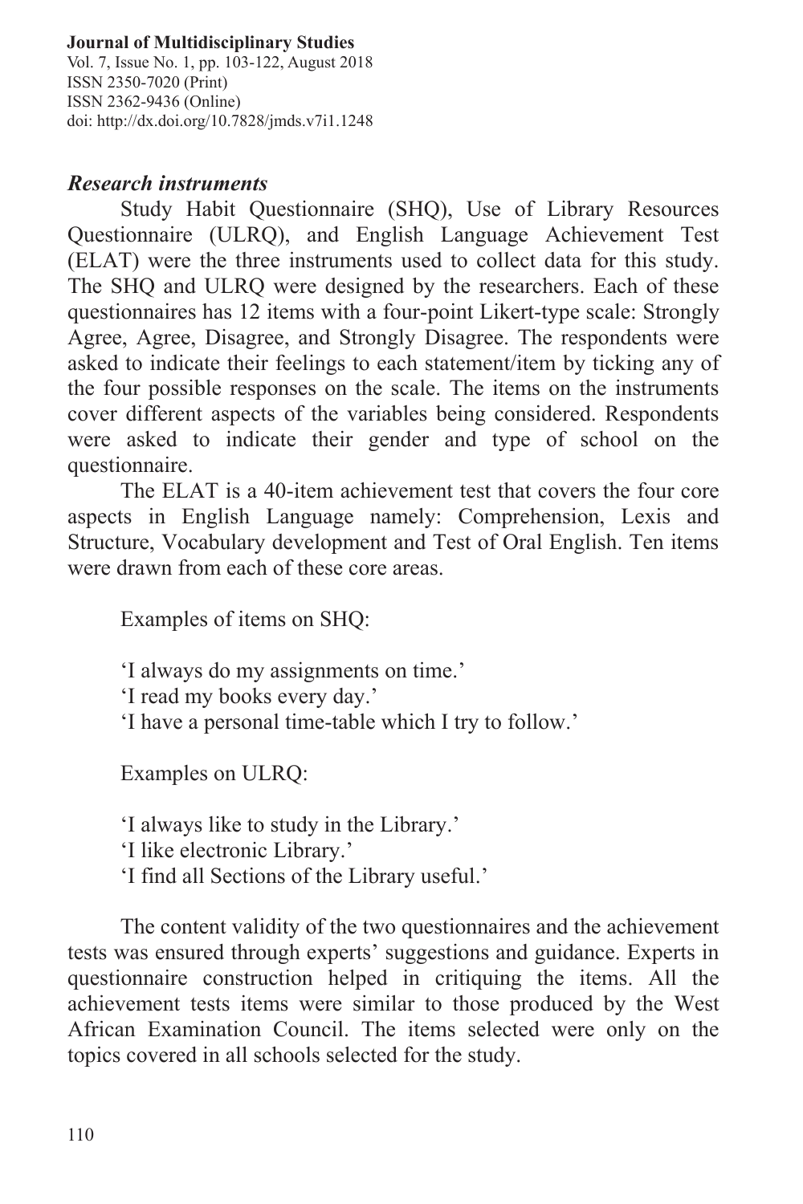### *Research instruments*

Study Habit Questionnaire (SHQ), Use of Library Resources Questionnaire (ULRQ), and English Language Achievement Test (ELAT) were the three instruments used to collect data for this study. The SHQ and ULRQ were designed by the researchers. Each of these questionnaires has 12 items with a four-point Likert-type scale: Strongly Agree, Agree, Disagree, and Strongly Disagree. The respondents were asked to indicate their feelings to each statement/item by ticking any of the four possible responses on the scale. The items on the instruments cover different aspects of the variables being considered. Respondents were asked to indicate their gender and type of school on the questionnaire.

The ELAT is a 40-item achievement test that covers the four core aspects in English Language namely: Comprehension, Lexis and Structure, Vocabulary development and Test of Oral English. Ten items were drawn from each of these core areas.

Examples of items on SHQ:

'I always do my assignments on time.'
'I read my books every day.'
'I have a personal time-table which I try to follow.'

Examples on ULRQ:

'I always like to study in the Library.'
'I like electronic Library.'
'I find all Sections of the Library useful.'

The content validity of the two questionnaires and the achievement tests was ensured through experts' suggestions and guidance. Experts in questionnaire construction helped in critiquing the items. All the achievement tests items were similar to those produced by the West African Examination Council. The items selected were only on the topics covered in all schools selected for the study.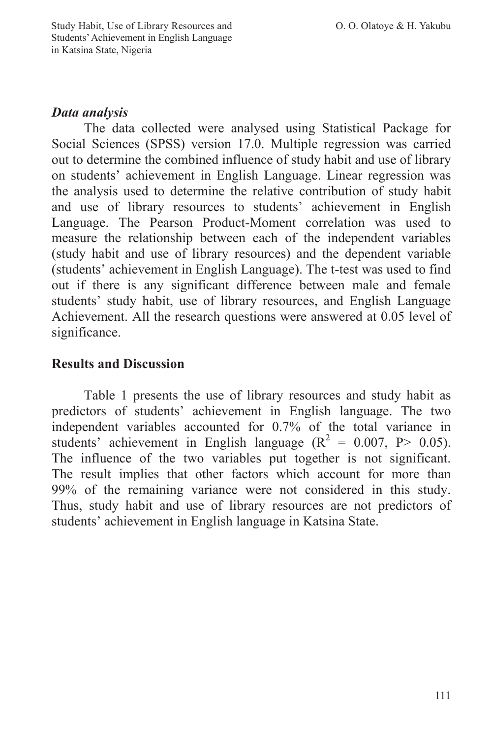### *Data analysis*

The data collected were analysed using Statistical Package for Social Sciences (SPSS) version 17.0. Multiple regression was carried out to determine the combined influence of study habit and use of library on students' achievement in English Language. Linear regression was the analysis used to determine the relative contribution of study habit and use of library resources to students' achievement in English Language. The Pearson Product-Moment correlation was used to measure the relationship between each of the independent variables (study habit and use of library resources) and the dependent variable (students' achievement in English Language). The t-test was used to find out if there is any significant difference between male and female students' study habit, use of library resources, and English Language Achievement. All the research questions were answered at 0.05 level of significance.

## Results and Discussion

Table 1 presents the use of library resources and study habit as predictors of students' achievement in English language. The two independent variables accounted for 0.7% of the total variance in students' achievement in English language ($R^2$ = 0.007, P> 0.05). The influence of the two variables put together is not significant. The result implies that other factors which account for more than 99% of the remaining variance were not considered in this study. Thus, study habit and use of library resources are not predictors of students' achievement in English language in Katsina State.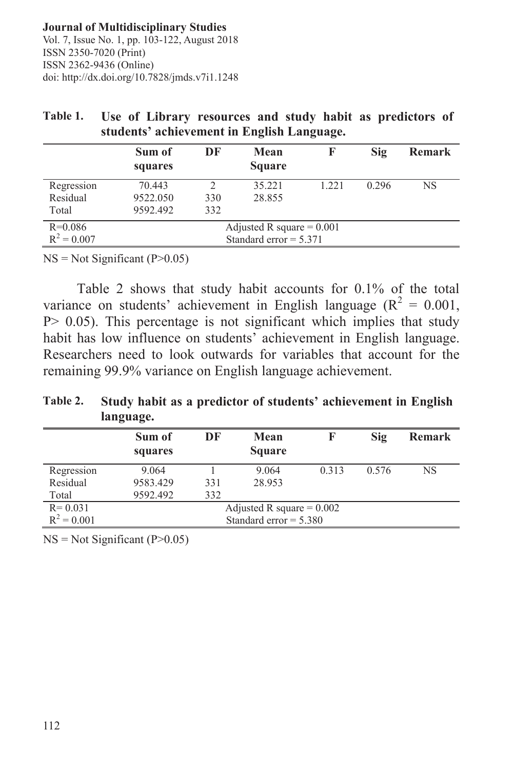**Table 1. Use of Library resources and study habit as predictors of students' achievement in English Language.**

| | Sum of squares | DF | Mean Square | F | Sig | Remark |
|---|---|---|---|---|---|---|
| Regression | 70.443 | 2 | 35.221 | 1.221 | 0.296 | NS |
| Residual | 9522.050 | 330 | 28.855 | | | |
| Total | 9592.492 | 332 | | | | |
| R=0.086 | | | Adjusted R square = 0.001 | | | |
| $R^2 = 0.007$ | | | Standard error = 5.371 | | | |

NS = Not Significant (P>0.05)

Table 2 shows that study habit accounts for 0.1% of the total variance on students' achievement in English language ($R^2 = 0.001$, P> 0.05). This percentage is not significant which implies that study habit has low influence on students' achievement in English language. Researchers need to look outwards for variables that account for the remaining 99.9% variance on English language achievement.

**Table 2. Study habit as a predictor of students' achievement in English language.**

| | Sum of squares | DF | Mean Square | F | Sig | Remark |
|---|---|---|---|---|---|---|
| Regression | 9.064 | 1 | 9.064 | 0.313 | 0.576 | NS |
| Residual | 9583.429 | 331 | 28.953 | | | |
| Total | 9592.492 | 332 | | | | |
| R= 0.031 | | | Adjusted R square = 0.002 | | | |
| $R^2 = 0.001$ | | | Standard error = 5.380 | | | |

NS = Not Significant (P>0.05)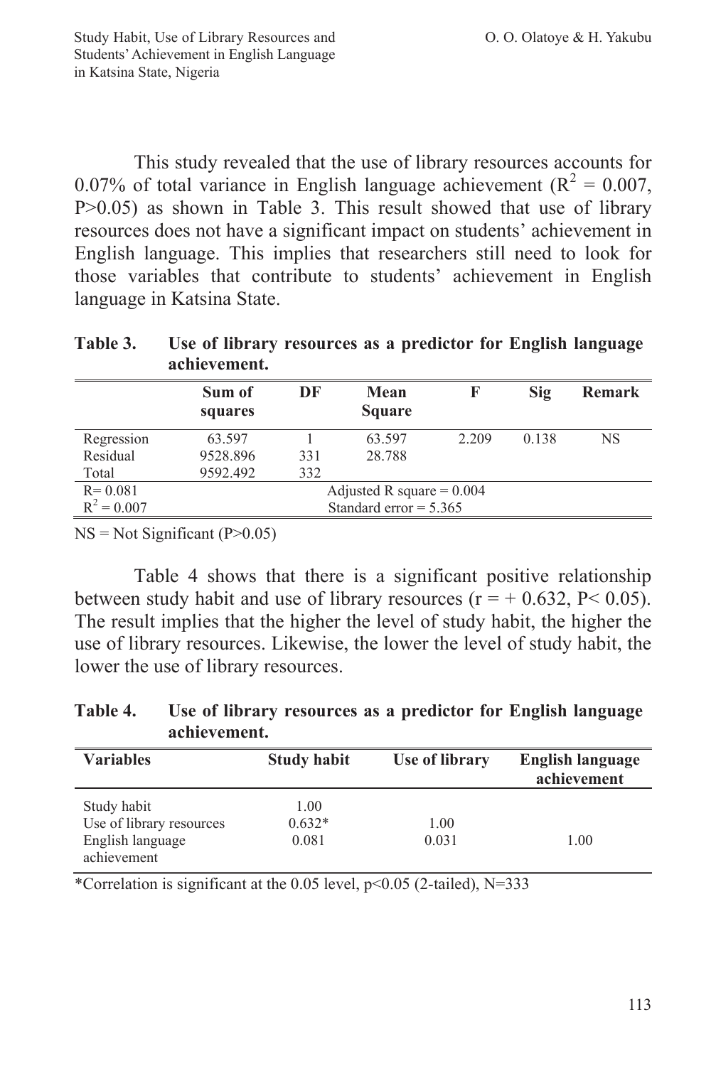This study revealed that the use of library resources accounts for 0.07% of total variance in English language achievement ($R^2 = 0.007$, $P>0.05$) as shown in Table 3. This result showed that use of library resources does not have a significant impact on students' achievement in English language. This implies that researchers still need to look for those variables that contribute to students' achievement in English language in Katsina State.

**Table 3. Use of library resources as a predictor for English language achievement.**

| | Sum of squares | DF | Mean Square | F | Sig | Remark |
|---|---|---|---|---|---|---|
| Regression | 63.597 | 1 | 63.597 | 2.209 | 0.138 | NS |
| Residual | 9528.896 | 331 | 28.788 | | | |
| Total | 9592.492 | 332 | | | | |
| R= 0.081 | | | Adjusted R square = 0.004 | | | |
| $R^2 = 0.007$ | | | Standard error = 5.365 | | | |

NS = Not Significant ($P>0.05$)

Table 4 shows that there is a significant positive relationship between study habit and use of library resources ($r = +0.632$, $P< 0.05$). The result implies that the higher the level of study habit, the higher the use of library resources. Likewise, the lower the level of study habit, the lower the use of library resources.

**Table 4. Use of library resources as a predictor for English language achievement.**

| Variables | Study habit | Use of library | English language achievement |
|---|---|---|---|
| Study habit | 1.00 | | |
| Use of library resources | 0.632* | 1.00 | |
| English language achievement | 0.081 | 0.031 | 1.00 |

*Correlation is significant at the 0.05 level, $p<0.05$ (2-tailed), N=333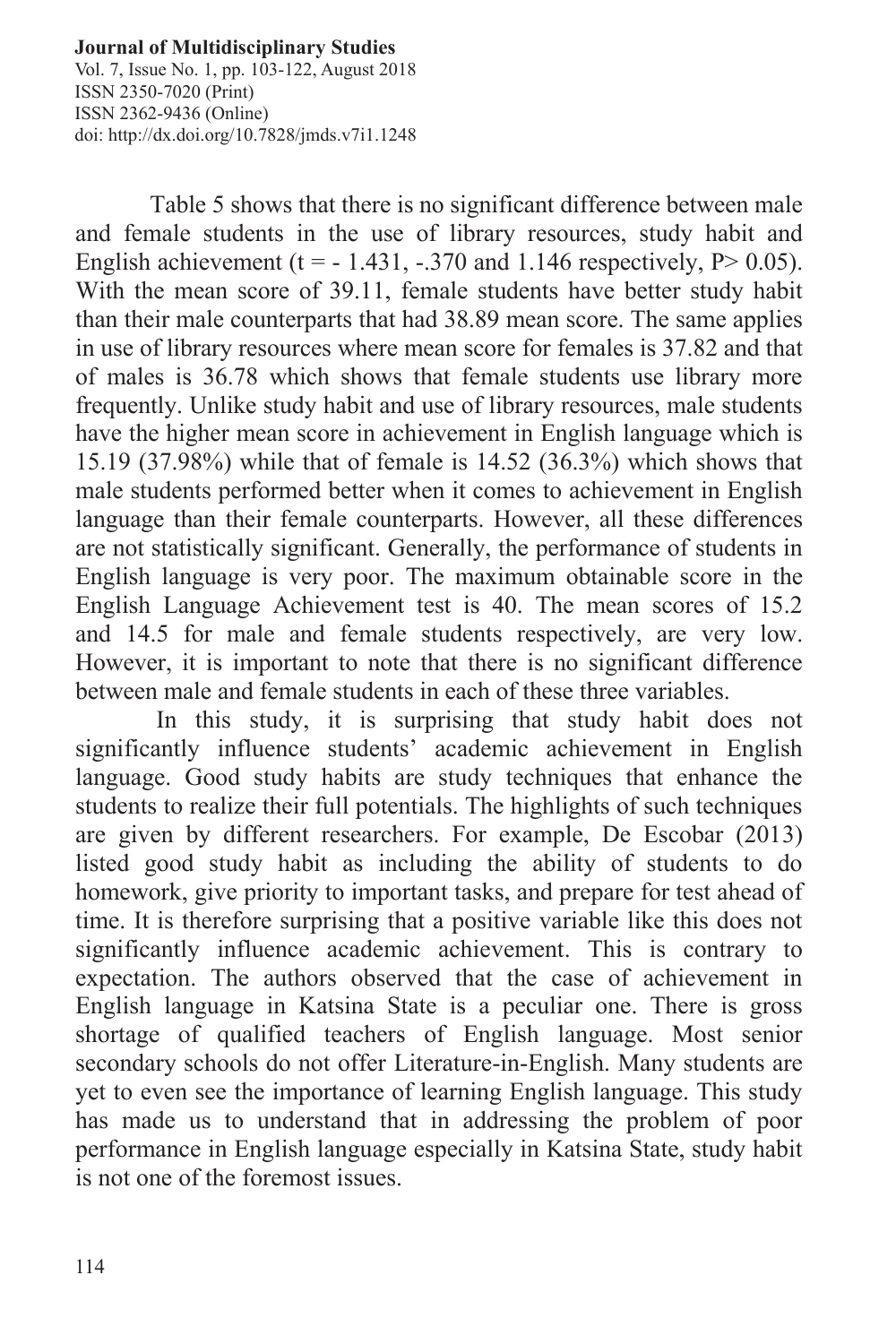Table 5 shows that there is no significant difference between male and female students in the use of library resources, study habit and English achievement ($t = -1.431$, $-.370$ and $1.146$ respectively, $P > 0.05$). With the mean score of 39.11, female students have better study habit than their male counterparts that had 38.89 mean score. The same applies in use of library resources where mean score for females is 37.82 and that of males is 36.78 which shows that female students use library more frequently. Unlike study habit and use of library resources, male students have the higher mean score in achievement in English language which is 15.19 (37.98%) while that of female is 14.52 (36.3%) which shows that male students performed better when it comes to achievement in English language than their female counterparts. However, all these differences are not statistically significant. Generally, the performance of students in English language is very poor. The maximum obtainable score in the English Language Achievement test is 40. The mean scores of 15.2 and 14.5 for male and female students respectively, are very low. However, it is important to note that there is no significant difference between male and female students in each of these three variables.

In this study, it is surprising that study habit does not significantly influence students' academic achievement in English language. Good study habits are study techniques that enhance the students to realize their full potentials. The highlights of such techniques are given by different researchers. For example, De Escobar (2013) listed good study habit as including the ability of students to do homework, give priority to important tasks, and prepare for test ahead of time. It is therefore surprising that a positive variable like this does not significantly influence academic achievement. This is contrary to expectation. The authors observed that the case of achievement in English language in Katsina State is a peculiar one. There is gross shortage of qualified teachers of English language. Most senior secondary schools do not offer Literature-in-English. Many students are yet to even see the importance of learning English language. This study has made us to understand that in addressing the problem of poor performance in English language especially in Katsina State, study habit is not one of the foremost issues.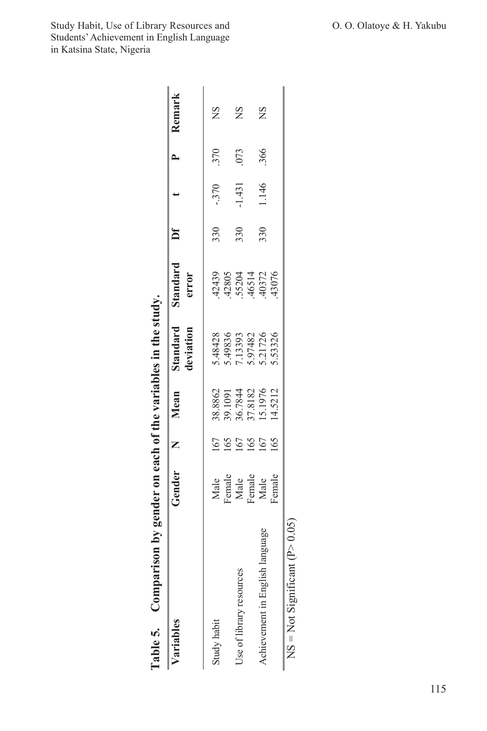**Table 5. Comparison by gender on each of the variables in the study.**

| Variables | Gender | N | Mean | Standard deviation | Standard error | Df | t | P | Remark |
|---|---|---|---|---|---|---|---|---|---|
| Study habit | Male | 167 | 38.8862 | 5.48428 | .42439 | 330 | -.370 | .370 | NS |
| | Female | 165 | 39.1091 | 5.49836 | .42805 | | | | |
| Use of library resources | Male | 167 | 36.7844 | 7.13393 | .55204 | 330 | -1.431 | .073 | NS |
| | Female | 165 | 37.8182 | 5.97482 | .46514 | | | | |
| Achievement in English language | Male | 167 | 15.1976 | 5.21726 | .40372 | 330 | 1.146 | .366 | NS |
| | Female | 165 | 14.5212 | 5.53326 | .43076 | | | | |

NS = Not Significant (P> 0.05)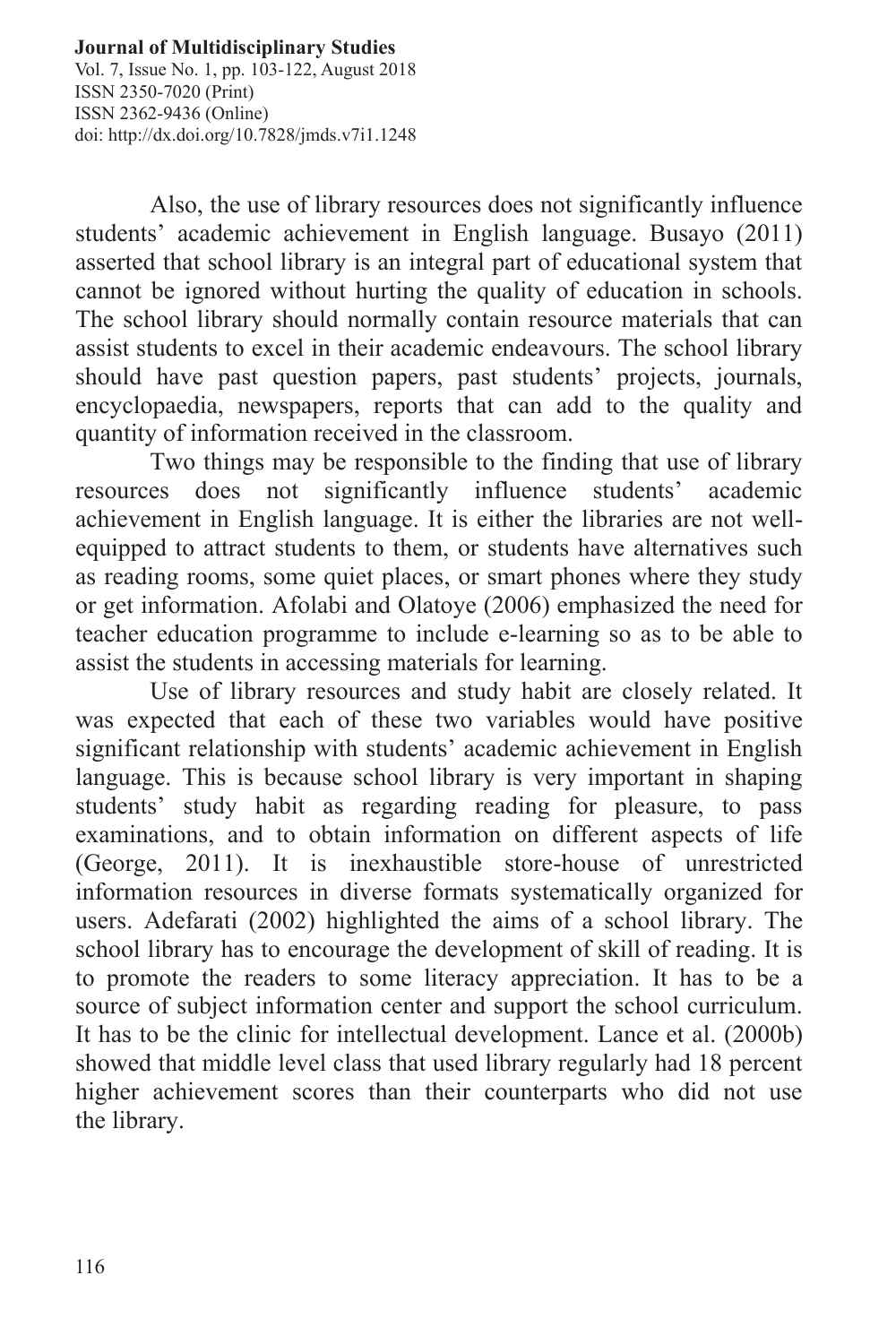Also, the use of library resources does not significantly influence students' academic achievement in English language. Busayo (2011) asserted that school library is an integral part of educational system that cannot be ignored without hurting the quality of education in schools. The school library should normally contain resource materials that can assist students to excel in their academic endeavours. The school library should have past question papers, past students' projects, journals, encyclopaedia, newspapers, reports that can add to the quality and quantity of information received in the classroom.

Two things may be responsible to the finding that use of library resources does not significantly influence students' academic achievement in English language. It is either the libraries are not well-equipped to attract students to them, or students have alternatives such as reading rooms, some quiet places, or smart phones where they study or get information. Afolabi and Olatoye (2006) emphasized the need for teacher education programme to include e-learning so as to be able to assist the students in accessing materials for learning.

Use of library resources and study habit are closely related. It was expected that each of these two variables would have positive significant relationship with students' academic achievement in English language. This is because school library is very important in shaping students' study habit as regarding reading for pleasure, to pass examinations, and to obtain information on different aspects of life (George, 2011). It is inexhaustible store-house of unrestricted information resources in diverse formats systematically organized for users. Adefarati (2002) highlighted the aims of a school library. The school library has to encourage the development of skill of reading. It is to promote the readers to some literacy appreciation. It has to be a source of subject information center and support the school curriculum. It has to be the clinic for intellectual development. Lance et al. (2000b) showed that middle level class that used library regularly had 18 percent higher achievement scores than their counterparts who did not use the library.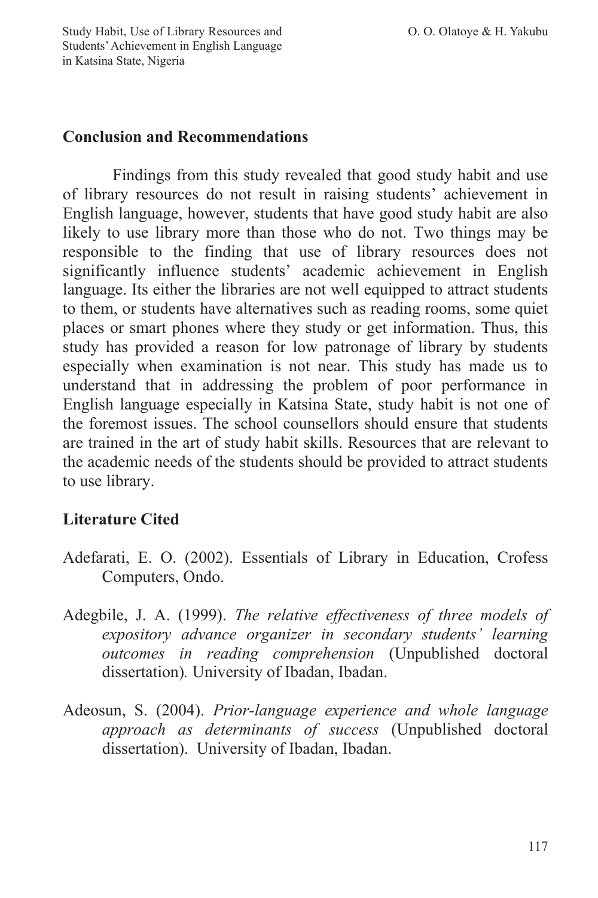## Conclusion and Recommendations

Findings from this study revealed that good study habit and use of library resources do not result in raising students' achievement in English language, however, students that have good study habit are also likely to use library more than those who do not. Two things may be responsible to the finding that use of library resources does not significantly influence students' academic achievement in English language. Its either the libraries are not well equipped to attract students to them, or students have alternatives such as reading rooms, some quiet places or smart phones where they study or get information. Thus, this study has provided a reason for low patronage of library by students especially when examination is not near. This study has made us to understand that in addressing the problem of poor performance in English language especially in Katsina State, study habit is not one of the foremost issues. The school counsellors should ensure that students are trained in the art of study habit skills. Resources that are relevant to the academic needs of the students should be provided to attract students to use library.

## Literature Cited

Adefarati, E. O. (2002). Essentials of Library in Education, Crofess Computers, Ondo.

Adegbile, J. A. (1999). *The relative effectiveness of three models of expository advance organizer in secondary students' learning outcomes in reading comprehension* (Unpublished doctoral dissertation). University of Ibadan, Ibadan.

Adeosun, S. (2004). *Prior-language experience and whole language approach as determinants of success* (Unpublished doctoral dissertation). University of Ibadan, Ibadan.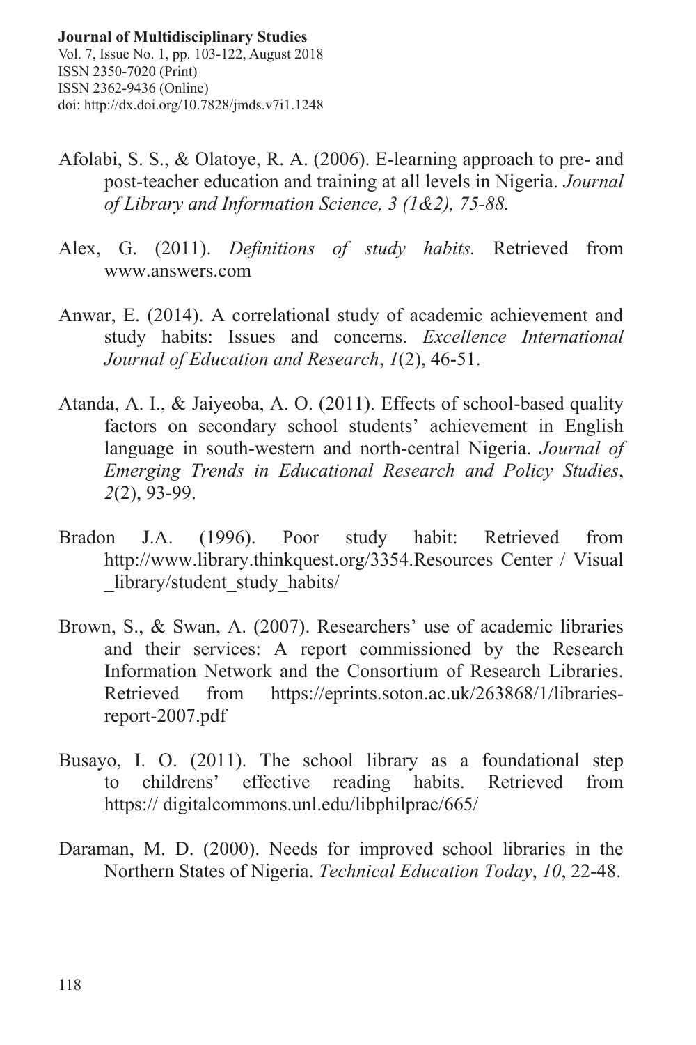Afolabi, S. S., & Olatoye, R. A. (2006). E-learning approach to pre- and post-teacher education and training at all levels in Nigeria. *Journal of Library and Information Science, 3 (1&2), 75-88.*

Alex, G. (2011). *Definitions of study habits.* Retrieved from www.answers.com

Anwar, E. (2014). A correlational study of academic achievement and study habits: Issues and concerns. *Excellence International Journal of Education and Research*, *1*(2), 46-51.

Atanda, A. I., & Jaiyeoba, A. O. (2011). Effects of school-based quality factors on secondary school students' achievement in English language in south-western and north-central Nigeria. *Journal of Emerging Trends in Educational Research and Policy Studies*, *2*(2), 93-99.

Bradon J.A. (1996). Poor study habit: Retrieved from http://www.library.thinkquest.org/3354.Resources Center / Visual _library/student_study_habits/

Brown, S., & Swan, A. (2007). Researchers' use of academic libraries and their services: A report commissioned by the Research Information Network and the Consortium of Research Libraries. Retrieved from https://eprints.soton.ac.uk/263868/1/libraries-report-2007.pdf

Busayo, I. O. (2011). The school library as a foundational step to childrens' effective reading habits. Retrieved from https:// digitalcommons.unl.edu/libphilprac/665/

Daraman, M. D. (2000). Needs for improved school libraries in the Northern States of Nigeria. *Technical Education Today*, *10*, 22-48.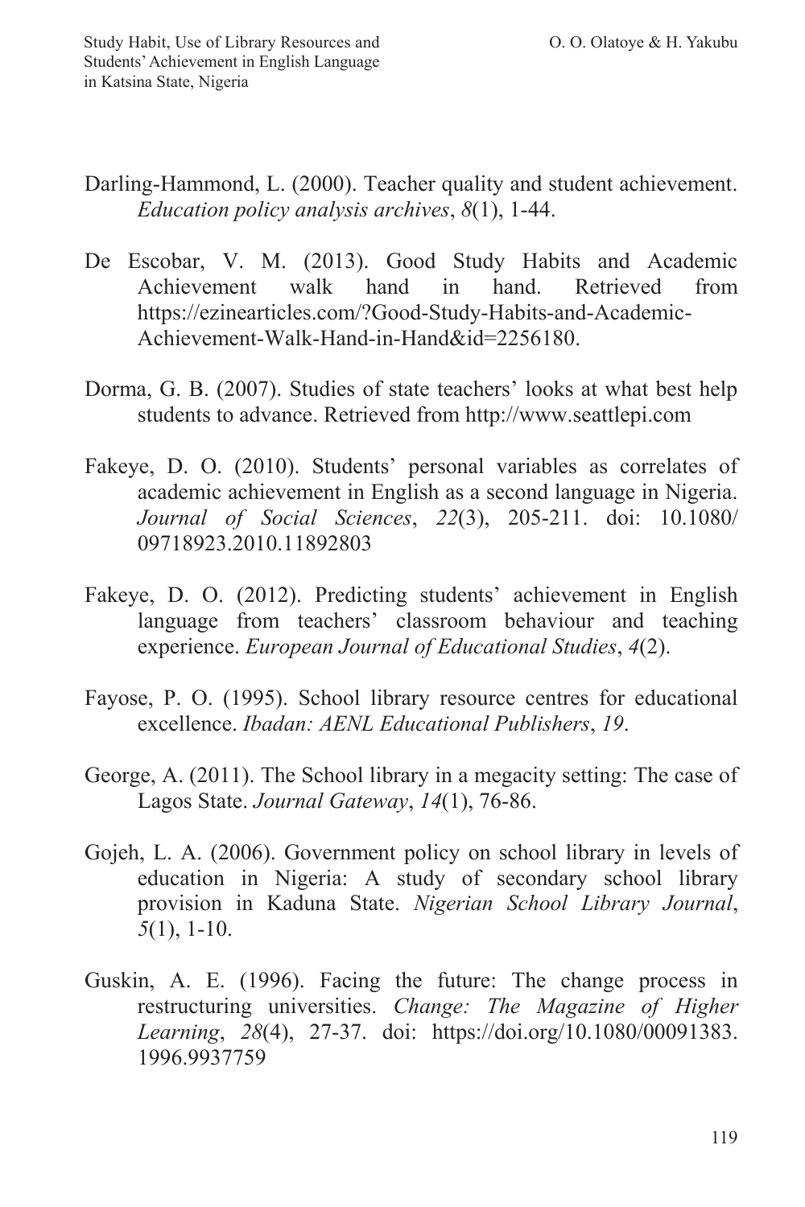Darling-Hammond, L. (2000). Teacher quality and student achievement. *Education policy analysis archives*, *8*(1), 1-44.

De Escobar, V. M. (2013). Good Study Habits and Academic Achievement walk hand in hand. Retrieved from https://ezinearticles.com/?Good-Study-Habits-and-Academic-Achievement-Walk-Hand-in-Hand&id=2256180.

Dorma, G. B. (2007). Studies of state teachers' looks at what best help students to advance. Retrieved from http://www.seattlepi.com

Fakeye, D. O. (2010). Students' personal variables as correlates of academic achievement in English as a second language in Nigeria. *Journal of Social Sciences*, *22*(3), 205-211. doi: 10.1080/09718923.2010.11892803

Fakeye, D. O. (2012). Predicting students' achievement in English language from teachers' classroom behaviour and teaching experience. *European Journal of Educational Studies*, *4*(2).

Fayose, P. O. (1995). School library resource centres for educational excellence. *Ibadan: AENL Educational Publishers*, *19*.

George, A. (2011). The School library in a megacity setting: The case of Lagos State. *Journal Gateway*, *14*(1), 76-86.

Gojeh, L. A. (2006). Government policy on school library in levels of education in Nigeria: A study of secondary school library provision in Kaduna State. *Nigerian School Library Journal*, *5*(1), 1-10.

Guskin, A. E. (1996). Facing the future: The change process in restructuring universities. *Change: The Magazine of Higher Learning*, *28*(4), 27-37. doi: https://doi.org/10.1080/00091383.1996.9937759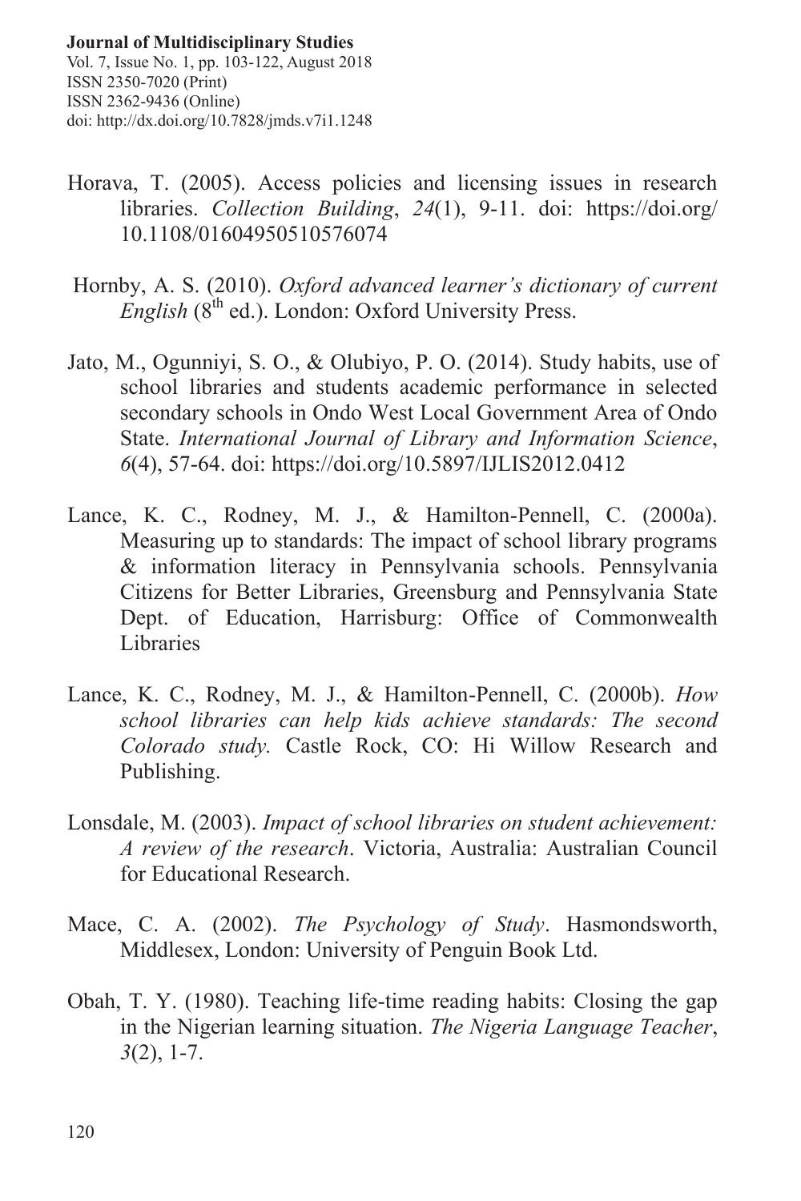Horava, T. (2005). Access policies and licensing issues in research libraries. *Collection Building*, *24*(1), 9-11. doi: https://doi.org/10.1108/01604950510576074

Hornby, A. S. (2010). *Oxford advanced learner's dictionary of current English* (8th ed.). London: Oxford University Press.

Jato, M., Ogunniyi, S. O., & Olubiyo, P. O. (2014). Study habits, use of school libraries and students academic performance in selected secondary schools in Ondo West Local Government Area of Ondo State. *International Journal of Library and Information Science*, *6*(4), 57-64. doi: https://doi.org/10.5897/IJLIS2012.0412

Lance, K. C., Rodney, M. J., & Hamilton-Pennell, C. (2000a). Measuring up to standards: The impact of school library programs & information literacy in Pennsylvania schools. Pennsylvania Citizens for Better Libraries, Greensburg and Pennsylvania State Dept. of Education, Harrisburg: Office of Commonwealth Libraries

Lance, K. C., Rodney, M. J., & Hamilton-Pennell, C. (2000b). *How school libraries can help kids achieve standards: The second Colorado study.* Castle Rock, CO: Hi Willow Research and Publishing.

Lonsdale, M. (2003). *Impact of school libraries on student achievement: A review of the research*. Victoria, Australia: Australian Council for Educational Research.

Mace, C. A. (2002). *The Psychology of Study*. Hasmondsworth, Middlesex, London: University of Penguin Book Ltd.

Obah, T. Y. (1980). Teaching life-time reading habits: Closing the gap in the Nigerian learning situation. *The Nigeria Language Teacher*, *3*(2), 1-7.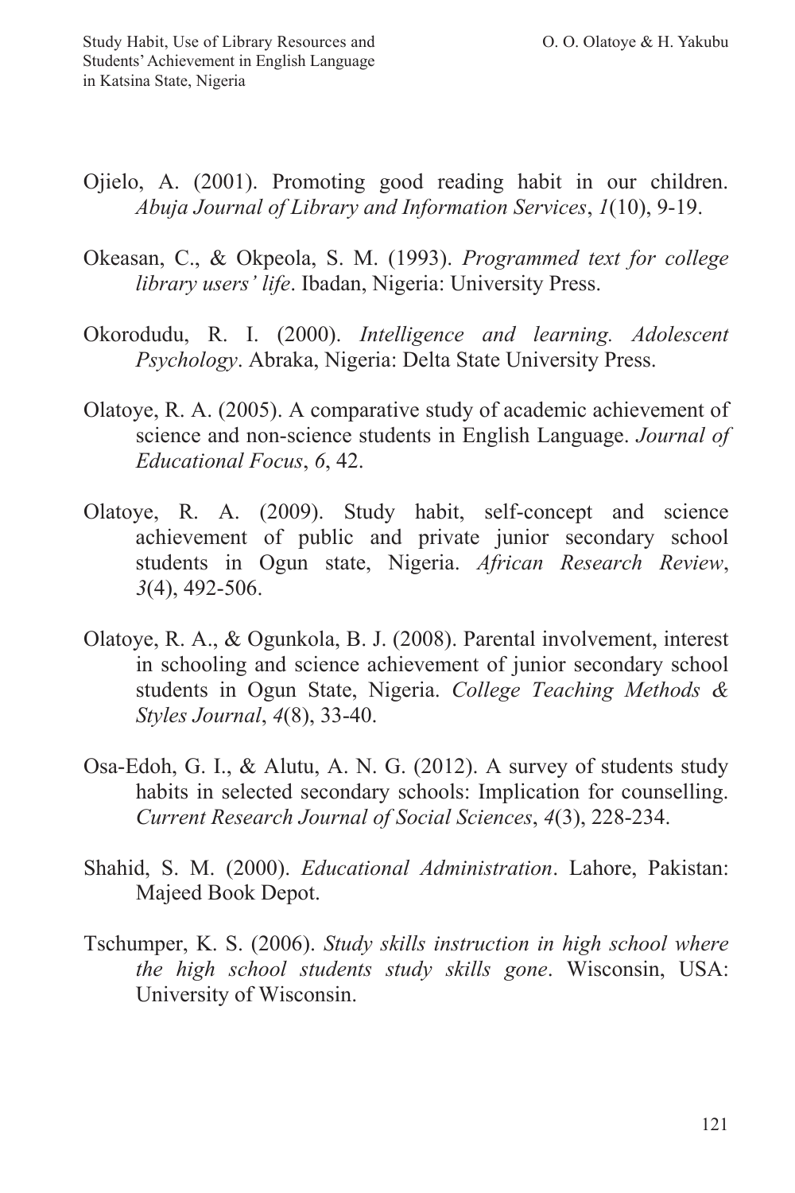Ojielo, A. (2001). Promoting good reading habit in our children. *Abuja Journal of Library and Information Services*, *1*(10), 9-19.

Okeasan, C., & Okpeola, S. M. (1993). *Programmed text for college library users' life*. Ibadan, Nigeria: University Press.

Okorodudu, R. I. (2000). *Intelligence and learning. Adolescent Psychology*. Abraka, Nigeria: Delta State University Press.

Olatoye, R. A. (2005). A comparative study of academic achievement of science and non-science students in English Language. *Journal of Educational Focus*, *6*, 42.

Olatoye, R. A. (2009). Study habit, self-concept and science achievement of public and private junior secondary school students in Ogun state, Nigeria. *African Research Review*, *3*(4), 492-506.

Olatoye, R. A., & Ogunkola, B. J. (2008). Parental involvement, interest in schooling and science achievement of junior secondary school students in Ogun State, Nigeria. *College Teaching Methods & Styles Journal*, *4*(8), 33-40.

Osa-Edoh, G. I., & Alutu, A. N. G. (2012). A survey of students study habits in selected secondary schools: Implication for counselling. *Current Research Journal of Social Sciences*, *4*(3), 228-234.

Shahid, S. M. (2000). *Educational Administration*. Lahore, Pakistan: Majeed Book Depot.

Tschumper, K. S. (2006). *Study skills instruction in high school where the high school students study skills gone*. Wisconsin, USA: University of Wisconsin.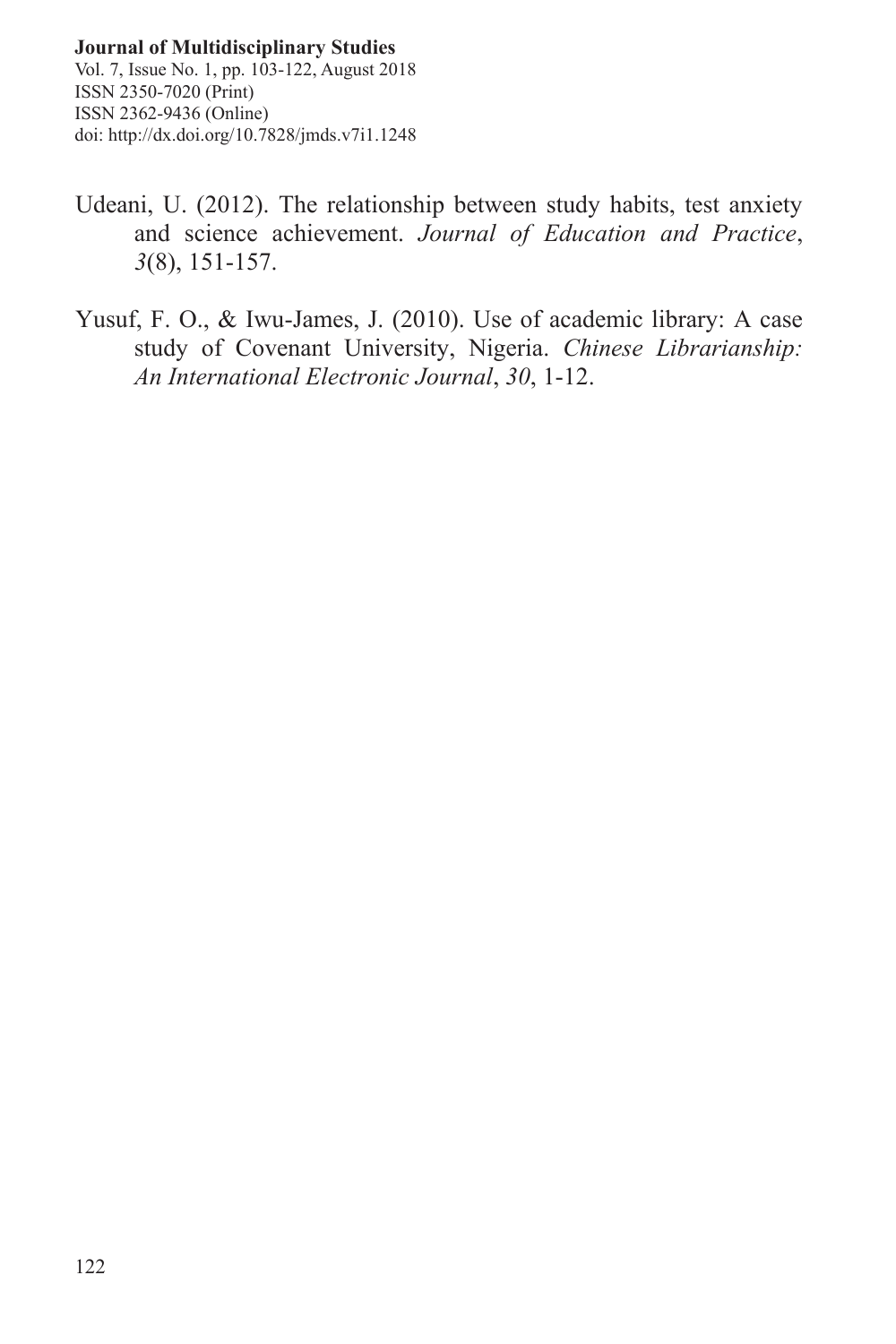Udeani, U. (2012). The relationship between study habits, test anxiety and science achievement. *Journal of Education and Practice*, *3*(8), 151-157.

Yusuf, F. O., & Iwu-James, J. (2010). Use of academic library: A case study of Covenant University, Nigeria. *Chinese Librarianship: An International Electronic Journal*, *30*, 1-12.